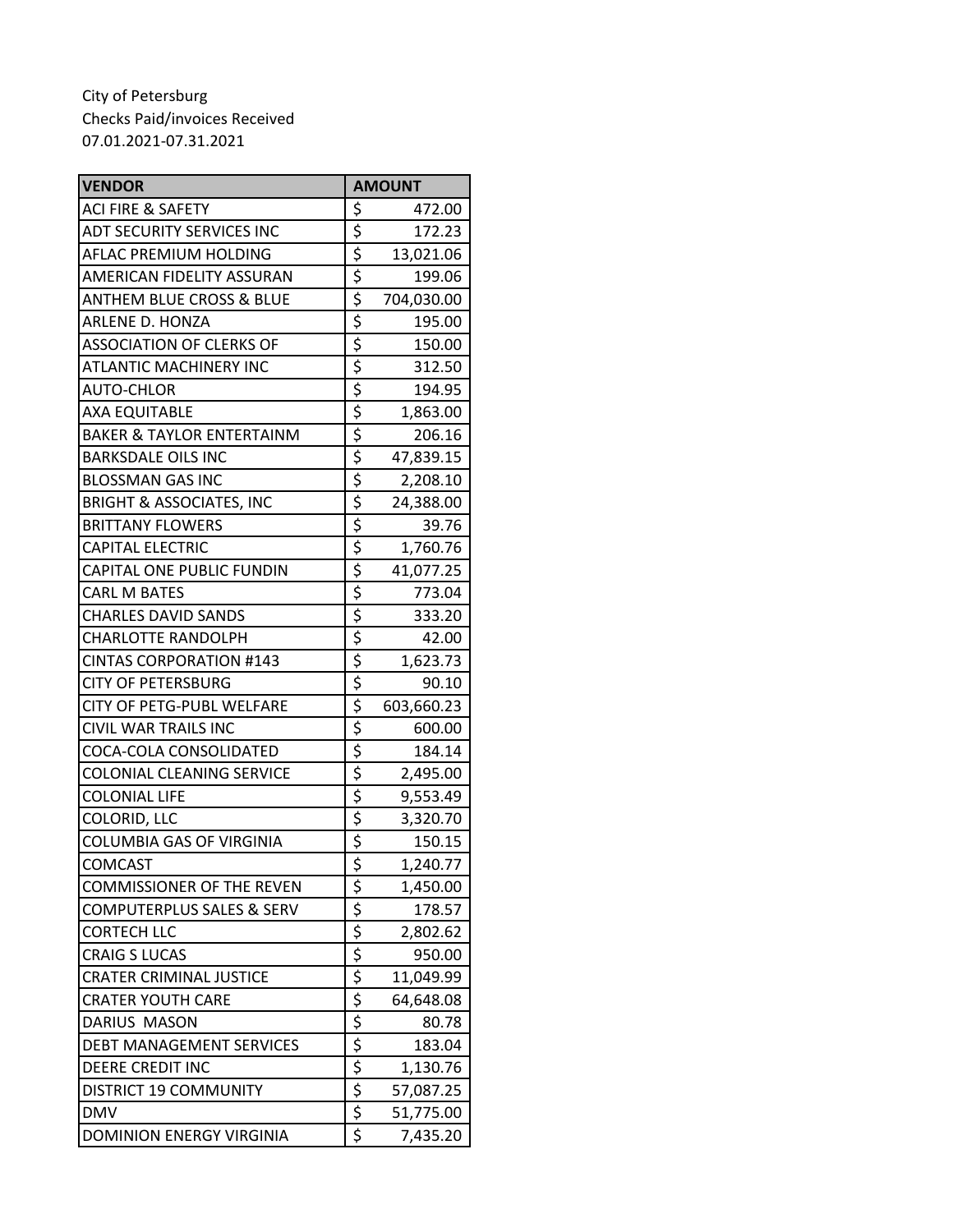City of Petersburg
Checks Paid/invoices Received
07.01.2021-07.31.2021

| VENDOR | AMOUNT |
|---|---|
| ACI FIRE & SAFETY | $ 472.00 |
| ADT SECURITY SERVICES INC | $ 172.23 |
| AFLAC PREMIUM HOLDING | $ 13,021.06 |
| AMERICAN FIDELITY ASSURAN | $ 199.06 |
| ANTHEM BLUE CROSS & BLUE | $ 704,030.00 |
| ARLENE D. HONZA | $ 195.00 |
| ASSOCIATION OF CLERKS OF | $ 150.00 |
| ATLANTIC MACHINERY INC | $ 312.50 |
| AUTO-CHLOR | $ 194.95 |
| AXA EQUITABLE | $ 1,863.00 |
| BAKER & TAYLOR ENTERTAINM | $ 206.16 |
| BARKSDALE OILS INC | $ 47,839.15 |
| BLOSSMAN GAS INC | $ 2,208.10 |
| BRIGHT & ASSOCIATES, INC | $ 24,388.00 |
| BRITTANY FLOWERS | $ 39.76 |
| CAPITAL ELECTRIC | $ 1,760.76 |
| CAPITAL ONE PUBLIC FUNDIN | $ 41,077.25 |
| CARL M BATES | $ 773.04 |
| CHARLES DAVID SANDS | $ 333.20 |
| CHARLOTTE RANDOLPH | $ 42.00 |
| CINTAS CORPORATION #143 | $ 1,623.73 |
| CITY OF PETERSBURG | $ 90.10 |
| CITY OF PETG-PUBL WELFARE | $ 603,660.23 |
| CIVIL WAR TRAILS INC | $ 600.00 |
| COCA-COLA CONSOLIDATED | $ 184.14 |
| COLONIAL CLEANING SERVICE | $ 2,495.00 |
| COLONIAL LIFE | $ 9,553.49 |
| COLORID, LLC | $ 3,320.70 |
| COLUMBIA GAS OF VIRGINIA | $ 150.15 |
| COMCAST | $ 1,240.77 |
| COMMISSIONER OF THE REVEN | $ 1,450.00 |
| COMPUTERPLUS SALES & SERV | $ 178.57 |
| CORTECH LLC | $ 2,802.62 |
| CRAIG S LUCAS | $ 950.00 |
| CRATER CRIMINAL JUSTICE | $ 11,049.99 |
| CRATER YOUTH CARE | $ 64,648.08 |
| DARIUS MASON | $ 80.78 |
| DEBT MANAGEMENT SERVICES | $ 183.04 |
| DEERE CREDIT INC | $ 1,130.76 |
| DISTRICT 19 COMMUNITY | $ 57,087.25 |
| DMV | $ 51,775.00 |
| DOMINION ENERGY VIRGINIA | $ 7,435.20 |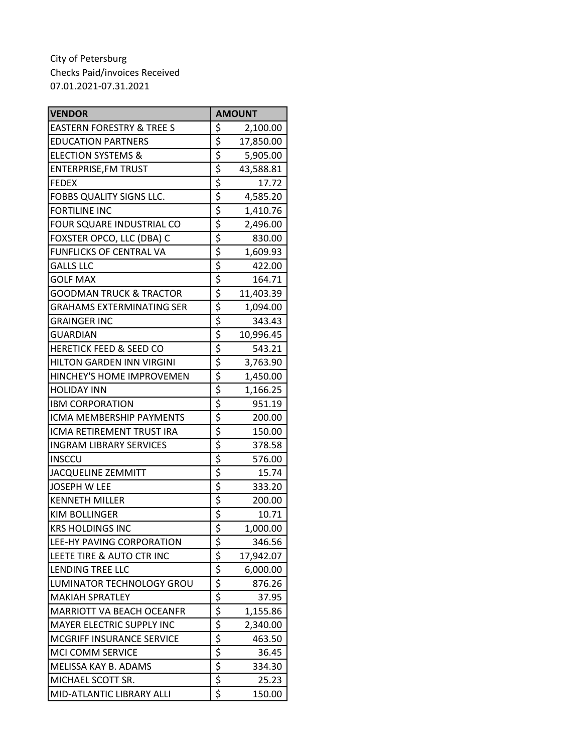City of Petersburg
Checks Paid/invoices Received
07.01.2021-07.31.2021

| VENDOR | AMOUNT |
| --- | --- |
| EASTERN FORESTRY & TREE S | $ 2,100.00 |
| EDUCATION PARTNERS | $ 17,850.00 |
| ELECTION SYSTEMS & | $ 5,905.00 |
| ENTERPRISE,FM TRUST | $ 43,588.81 |
| FEDEX | $ 17.72 |
| FOBBS QUALITY SIGNS LLC. | $ 4,585.20 |
| FORTILINE INC | $ 1,410.76 |
| FOUR SQUARE INDUSTRIAL CO | $ 2,496.00 |
| FOXSTER OPCO, LLC (DBA) C | $ 830.00 |
| FUNFLICKS OF CENTRAL VA | $ 1,609.93 |
| GALLS LLC | $ 422.00 |
| GOLF MAX | $ 164.71 |
| GOODMAN TRUCK & TRACTOR | $ 11,403.39 |
| GRAHAMS EXTERMINATING SER | $ 1,094.00 |
| GRAINGER INC | $ 343.43 |
| GUARDIAN | $ 10,996.45 |
| HERETICK FEED & SEED CO | $ 543.21 |
| HILTON GARDEN INN VIRGINI | $ 3,763.90 |
| HINCHEY'S HOME IMPROVEMEN | $ 1,450.00 |
| HOLIDAY INN | $ 1,166.25 |
| IBM CORPORATION | $ 951.19 |
| ICMA MEMBERSHIP PAYMENTS | $ 200.00 |
| ICMA RETIREMENT TRUST IRA | $ 150.00 |
| INGRAM LIBRARY SERVICES | $ 378.58 |
| INSCCU | $ 576.00 |
| JACQUELINE ZEMMITT | $ 15.74 |
| JOSEPH W LEE | $ 333.20 |
| KENNETH MILLER | $ 200.00 |
| KIM BOLLINGER | $ 10.71 |
| KRS HOLDINGS INC | $ 1,000.00 |
| LEE-HY PAVING CORPORATION | $ 346.56 |
| LEETE TIRE & AUTO CTR INC | $ 17,942.07 |
| LENDING TREE LLC | $ 6,000.00 |
| LUMINATOR TECHNOLOGY GROU | $ 876.26 |
| MAKIAH SPRATLEY | $ 37.95 |
| MARRIOTT VA BEACH OCEANFR | $ 1,155.86 |
| MAYER ELECTRIC SUPPLY INC | $ 2,340.00 |
| MCGRIFF INSURANCE SERVICE | $ 463.50 |
| MCI COMM SERVICE | $ 36.45 |
| MELISSA KAY B. ADAMS | $ 334.30 |
| MICHAEL SCOTT SR. | $ 25.23 |
| MID-ATLANTIC LIBRARY ALLI | $ 150.00 |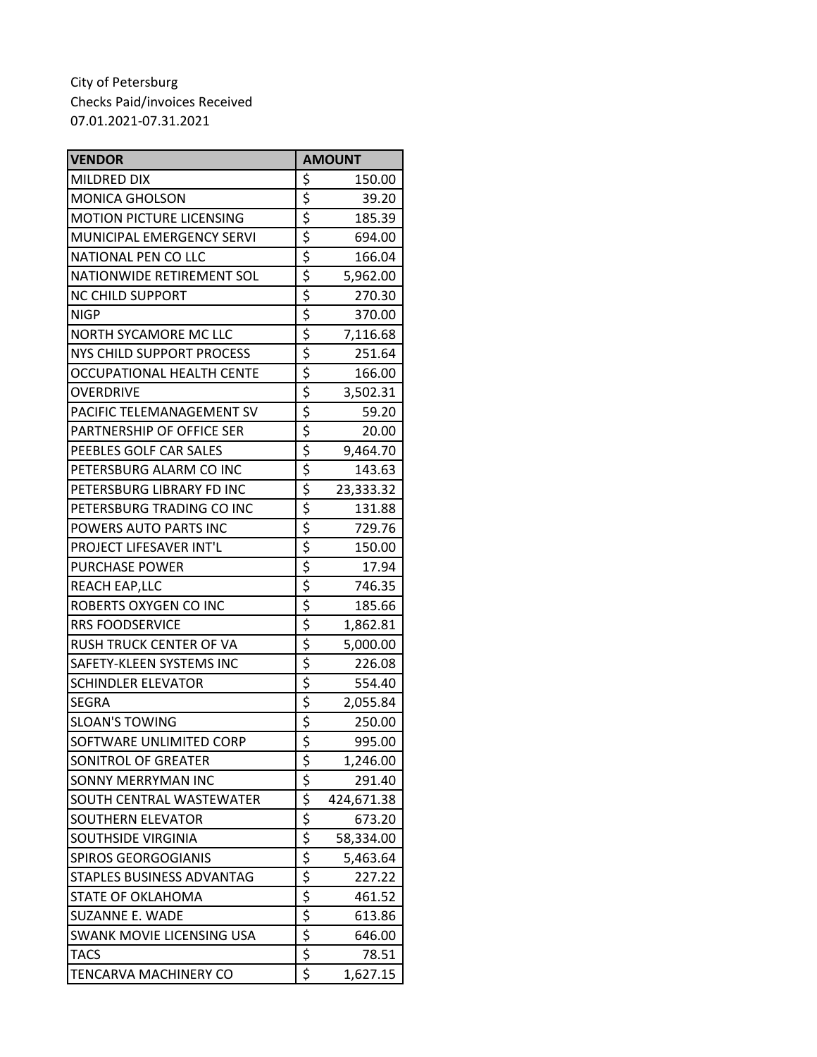City of Petersburg
Checks Paid/invoices Received
07.01.2021-07.31.2021

| VENDOR | AMOUNT |
|---|---|
| MILDRED DIX | $ 150.00 |
| MONICA GHOLSON | $ 39.20 |
| MOTION PICTURE LICENSING | $ 185.39 |
| MUNICIPAL EMERGENCY SERVI | $ 694.00 |
| NATIONAL PEN CO LLC | $ 166.04 |
| NATIONWIDE RETIREMENT SOL | $ 5,962.00 |
| NC CHILD SUPPORT | $ 270.30 |
| NIGP | $ 370.00 |
| NORTH SYCAMORE MC LLC | $ 7,116.68 |
| NYS CHILD SUPPORT PROCESS | $ 251.64 |
| OCCUPATIONAL HEALTH CENTE | $ 166.00 |
| OVERDRIVE | $ 3,502.31 |
| PACIFIC TELEMANAGEMENT SV | $ 59.20 |
| PARTNERSHIP OF OFFICE SER | $ 20.00 |
| PEEBLES GOLF CAR SALES | $ 9,464.70 |
| PETERSBURG ALARM CO INC | $ 143.63 |
| PETERSBURG LIBRARY FD INC | $ 23,333.32 |
| PETERSBURG TRADING CO INC | $ 131.88 |
| POWERS AUTO PARTS INC | $ 729.76 |
| PROJECT LIFESAVER INT'L | $ 150.00 |
| PURCHASE POWER | $ 17.94 |
| REACH EAP,LLC | $ 746.35 |
| ROBERTS OXYGEN CO INC | $ 185.66 |
| RRS FOODSERVICE | $ 1,862.81 |
| RUSH TRUCK CENTER OF VA | $ 5,000.00 |
| SAFETY-KLEEN SYSTEMS INC | $ 226.08 |
| SCHINDLER ELEVATOR | $ 554.40 |
| SEGRA | $ 2,055.84 |
| SLOAN'S TOWING | $ 250.00 |
| SOFTWARE UNLIMITED CORP | $ 995.00 |
| SONITROL OF GREATER | $ 1,246.00 |
| SONNY MERRYMAN INC | $ 291.40 |
| SOUTH CENTRAL WASTEWATER | $ 424,671.38 |
| SOUTHERN ELEVATOR | $ 673.20 |
| SOUTHSIDE VIRGINIA | $ 58,334.00 |
| SPIROS GEORGOGIANIS | $ 5,463.64 |
| STAPLES BUSINESS ADVANTAG | $ 227.22 |
| STATE OF OKLAHOMA | $ 461.52 |
| SUZANNE E. WADE | $ 613.86 |
| SWANK MOVIE LICENSING USA | $ 646.00 |
| TACS | $ 78.51 |
| TENCARVA MACHINERY CO | $ 1,627.15 |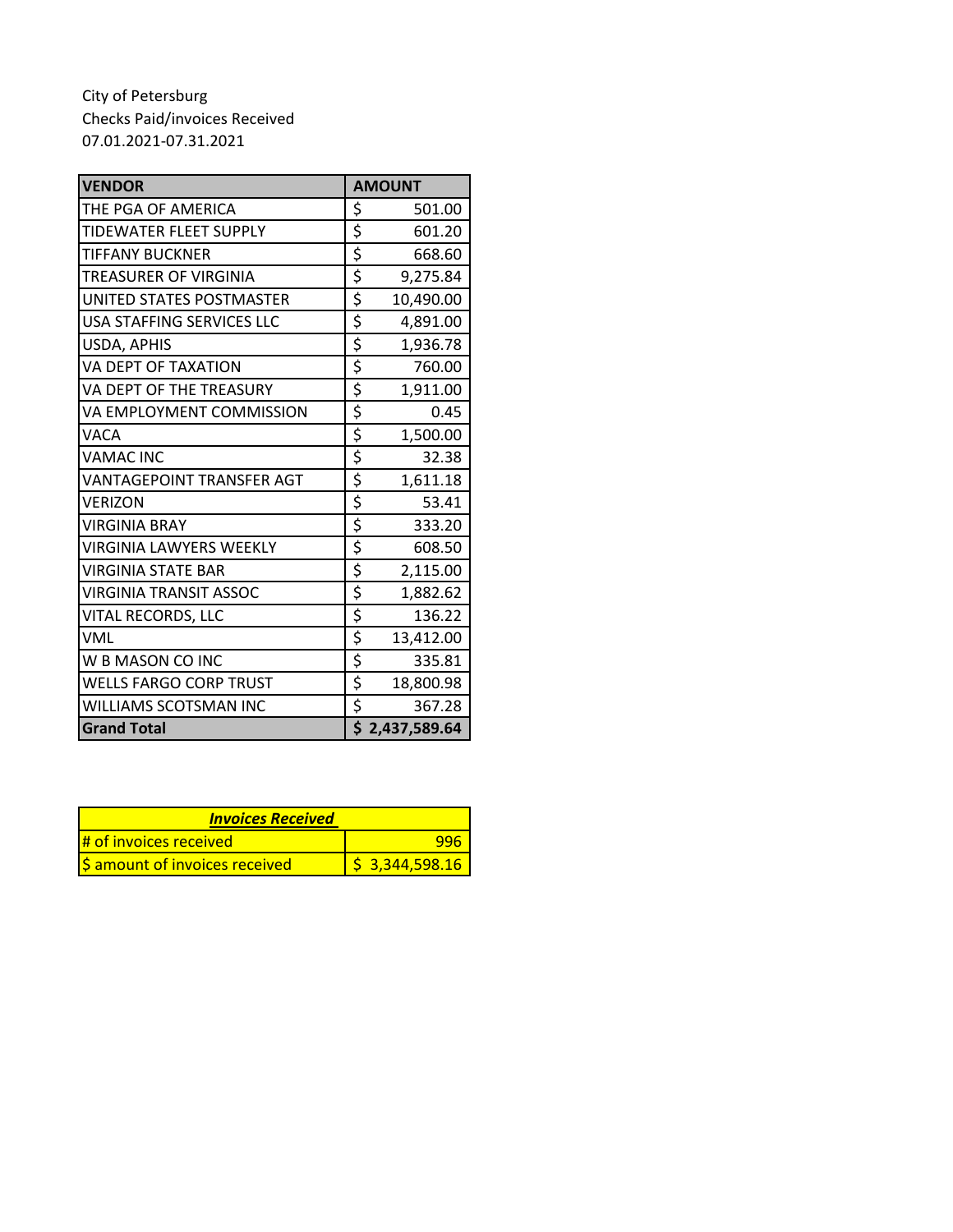City of Petersburg
Checks Paid/invoices Received
07.01.2021-07.31.2021

| VENDOR | AMOUNT |
|---|---|
| THE PGA OF AMERICA | $ 501.00 |
| TIDEWATER FLEET SUPPLY | $ 601.20 |
| TIFFANY BUCKNER | $ 668.60 |
| TREASURER OF VIRGINIA | $ 9,275.84 |
| UNITED STATES POSTMASTER | $ 10,490.00 |
| USA STAFFING SERVICES LLC | $ 4,891.00 |
| USDA, APHIS | $ 1,936.78 |
| VA DEPT OF TAXATION | $ 760.00 |
| VA DEPT OF THE TREASURY | $ 1,911.00 |
| VA EMPLOYMENT COMMISSION | $ 0.45 |
| VACA | $ 1,500.00 |
| VAMAC INC | $ 32.38 |
| VANTAGEPOINT TRANSFER AGT | $ 1,611.18 |
| VERIZON | $ 53.41 |
| VIRGINIA BRAY | $ 333.20 |
| VIRGINIA LAWYERS WEEKLY | $ 608.50 |
| VIRGINIA STATE BAR | $ 2,115.00 |
| VIRGINIA TRANSIT ASSOC | $ 1,882.62 |
| VITAL RECORDS, LLC | $ 136.22 |
| VML | $ 13,412.00 |
| W B MASON CO INC | $ 335.81 |
| WELLS FARGO CORP TRUST | $ 18,800.98 |
| WILLIAMS SCOTSMAN INC | $ 367.28 |
| **Grand Total** | **$ 2,437,589.64** |

| ***Invoices Received*** | |
|---|---|
| # of invoices received | 996 |
| $ amount of invoices received | $ 3,344,598.16 |